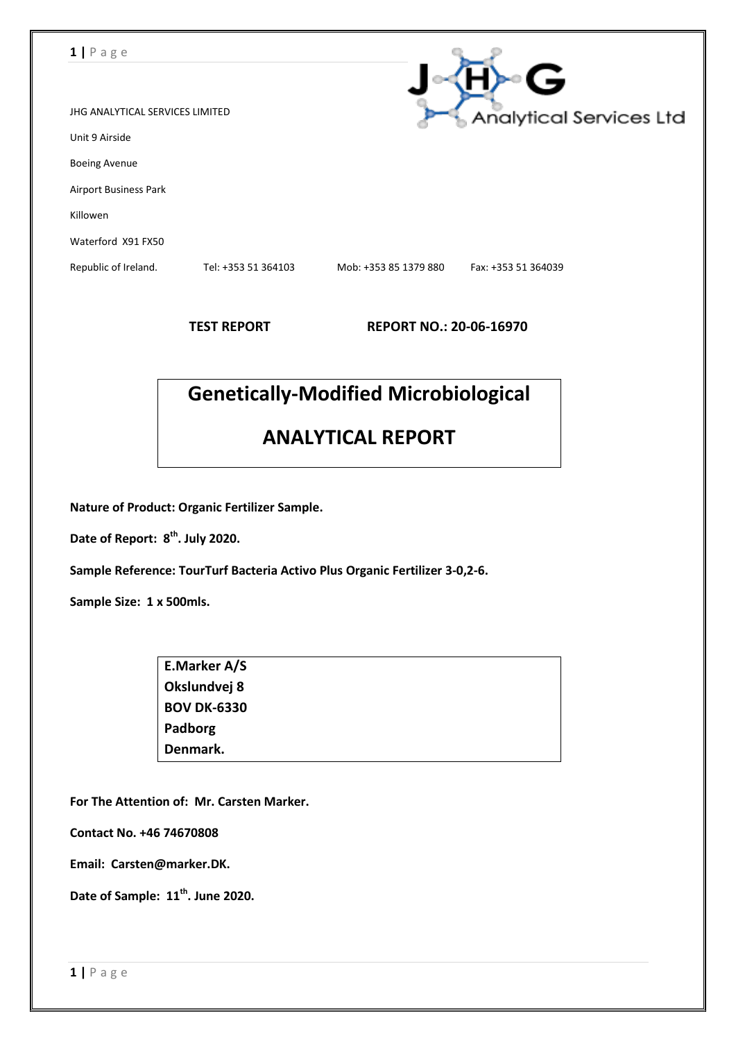JHG ANALYTICAL SERVICES LIMITED

Unit 9 Airside

Boeing Avenue

Airport Business Park

Killowen

Waterford X91 FX50

Republic of Ireland. Tel: +353 51 364103 Mob: +353 85 1379 880 Fax: +353 51 364039

**TEST REPORT** **REPORT NO.: 20-06-16970**

# Genetically-Modified Microbiological

# ANALYTICAL REPORT

**Nature of Product: Organic Fertilizer Sample.**

**Date of Report: 8th. July 2020.**

**Sample Reference: TourTurf Bacteria Activo Plus Organic Fertilizer 3-0,2-6.**

**Sample Size: 1 x 500mls.**

**E.Marker A/S**
**Okslundvej 8**
**BOV DK-6330**
**Padborg**
**Denmark.**

**For The Attention of: Mr. Carsten Marker.**

**Contact No. +46 74670808**

**Email: Carsten@marker.DK.**

**Date of Sample: 11th. June 2020.**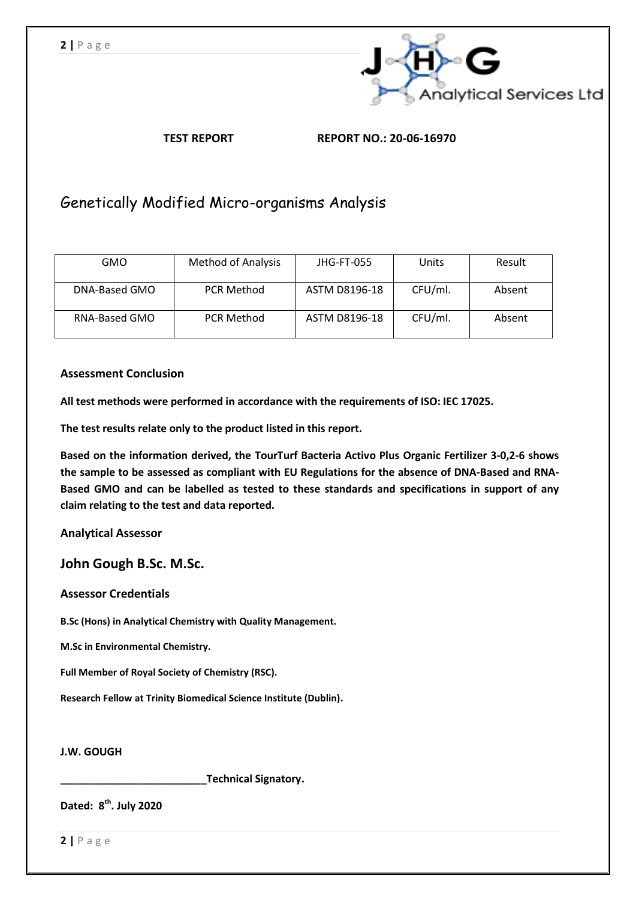**TEST REPORT** **REPORT NO.: 20-06-16970**

# Genetically Modified Micro-organisms Analysis

| GMO | Method of Analysis | JHG-FT-055 | Units | Result |
|---|---|---|---|---|
| DNA-Based GMO | PCR Method | ASTM D8196-18 | CFU/ml. | Absent |
| RNA-Based GMO | PCR Method | ASTM D8196-18 | CFU/ml. | Absent |

### Assessment Conclusion

**All test methods were performed in accordance with the requirements of ISO: IEC 17025.**

**The test results relate only to the product listed in this report.**

**Based on the information derived, the TourTurf Bacteria Activo Plus Organic Fertilizer 3-0,2-6 shows the sample to be assessed as compliant with EU Regulations for the absence of DNA-Based and RNA-Based GMO and can be labelled as tested to these standards and specifications in support of any claim relating to the test and data reported.**

### Analytical Assessor

## John Gough B.Sc. M.Sc.

### Assessor Credentials

**B.Sc (Hons) in Analytical Chemistry with Quality Management.**

**M.Sc in Environmental Chemistry.**

**Full Member of Royal Society of Chemistry (RSC).**

**Research Fellow at Trinity Biomedical Science Institute (Dublin).**

**J.W. GOUGH**

**_________________________Technical Signatory.**

**Dated: 8th. July 2020**